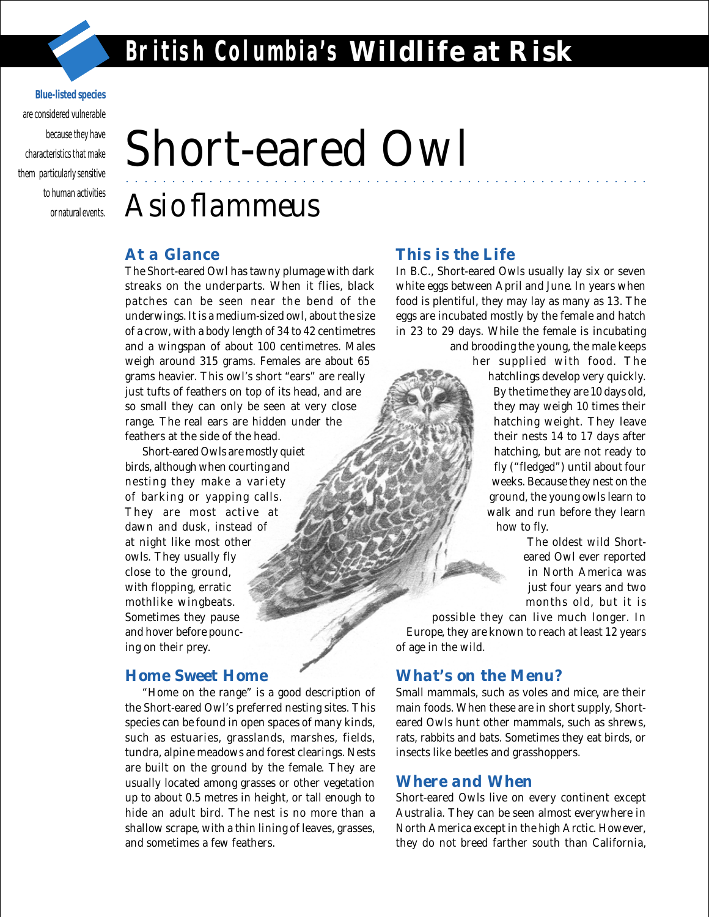# British Columbia's Wildlife at Risk

**Blue-listed species** are considered vulnerable because they have characteristics that make them particularly sensitive to human activities or natural events.

# Short-eared Owl

## *Asio flammeus*

### At a Glance

The Short-eared Owl has tawny plumage with dark streaks on the underparts. When it flies, black patches can be seen near the bend of the underwings. It is a medium-sized owl, about the size of a crow, with a body length of 34 to 42 centimetres and a wingspan of about 100 centimetres. Males weigh around 315 grams. Females are about 65 grams heavier. This owl's short "ears" are really just tufts of feathers on top of its head, and are so small they can only be seen at very close range. The real ears are hidden under the feathers at the side of the head.

Short-eared Owls are mostly quiet birds, although when courting and nesting they make a variety of barking or yapping calls. They are most active at dawn and dusk, instead of at night like most other owls. They usually fly close to the ground, with flopping, erratic mothlike wingbeats. Sometimes they pause and hover before pouncing on their prey.

### Home Sweet Home

"Home on the range" is a good description of the Short-eared Owl's preferred nesting sites. This species can be found in open spaces of many kinds, such as estuaries, grasslands, marshes, fields, tundra, alpine meadows and forest clearings. Nests are built on the ground by the female. They are usually located among grasses or other vegetation up to about 0.5 metres in height, or tall enough to hide an adult bird. The nest is no more than a shallow scrape, with a thin lining of leaves, grasses, and sometimes a few feathers.

### This is the Life

In B.C., Short-eared Owls usually lay six or seven white eggs between April and June. In years when food is plentiful, they may lay as many as 13. The eggs are incubated mostly by the female and hatch in 23 to 29 days. While the female is incubating and brooding the young, the male keeps her supplied with food. The hatchlings develop very quickly. By the time they are 10 days old, they may weigh 10 times their hatching weight. They leave their nests 14 to 17 days after hatching, but are not ready to fly ("fledged") until about four weeks. Because they nest on the ground, the young owls learn to walk and run before they learn how to fly.

The oldest wild Short-eared Owl ever reported in North America was just four years and two months old, but it is possible they can live much longer. In Europe, they are known to reach at least 12 years of age in the wild.

### What's on the Menu?

Small mammals, such as voles and mice, are their main foods. When these are in short supply, Short-eared Owls hunt other mammals, such as shrews, rats, rabbits and bats. Sometimes they eat birds, or insects like beetles and grasshoppers.

### Where and When

Short-eared Owls live on every continent except Australia. They can be seen almost everywhere in North America except in the high Arctic. However, they do not breed farther south than California,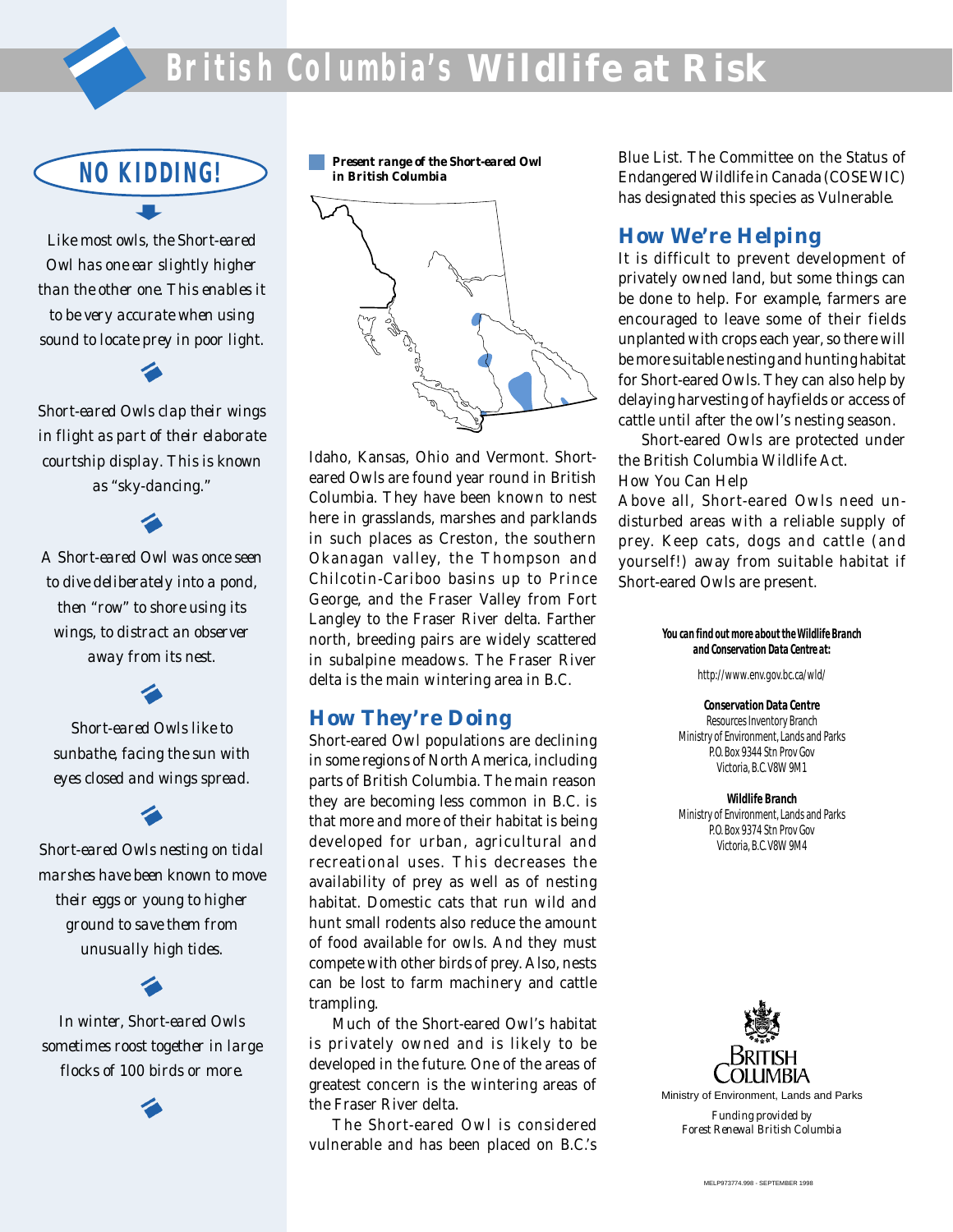# British Columbia's Wildlife at Risk

## NO KIDDING!

*Like most owls, the Short-eared Owl has one ear slightly higher than the other one. This enables it to be very accurate when using sound to locate prey in poor light.*

*Short-eared Owls clap their wings in flight as part of their elaborate courtship display. This is known as "sky-dancing."*

*A Short-eared Owl was once seen to dive deliberately into a pond, then "row" to shore using its wings, to distract an observer away from its nest.*

*Short-eared Owls like to sunbathe, facing the sun with eyes closed and wings spread.*

*Short-eared Owls nesting on tidal marshes have been known to move their eggs or young to higher ground to save them from unusually high tides.*

*In winter, Short-eared Owls sometimes roost together in large flocks of 100 birds or more.*

**Present range of the Short-eared Owl in British Columbia**

Idaho, Kansas, Ohio and Vermont. Short-eared Owls are found year round in British Columbia. They have been known to nest here in grasslands, marshes and parklands in such places as Creston, the southern Okanagan valley, the Thompson and Chilcotin-Cariboo basins up to Prince George, and the Fraser Valley from Fort Langley to the Fraser River delta. Farther north, breeding pairs are widely scattered in subalpine meadows. The Fraser River delta is the main wintering area in B.C.

## How They're Doing

Short-eared Owl populations are declining in some regions of North America, including parts of British Columbia. The main reason they are becoming less common in B.C. is that more and more of their habitat is being developed for urban, agricultural and recreational uses. This decreases the availability of prey as well as of nesting habitat. Domestic cats that run wild and hunt small rodents also reduce the amount of food available for owls. And they must compete with other birds of prey. Also, nests can be lost to farm machinery and cattle trampling.

Much of the Short-eared Owl's habitat is privately owned and is likely to be developed in the future. One of the areas of greatest concern is the wintering areas of the Fraser River delta.

The Short-eared Owl is considered vulnerable and has been placed on B.C.'s Blue List. The Committee on the Status of Endangered Wildlife in Canada (COSEWIC) has designated this species as Vulnerable.

## How We're Helping

It is difficult to prevent development of privately owned land, but some things can be done to help. For example, farmers are encouraged to leave some of their fields unplanted with crops each year, so there will be more suitable nesting and hunting habitat for Short-eared Owls. They can also help by delaying harvesting of hayfields or access of cattle until after the owl's nesting season.

Short-eared Owls are protected under the British Columbia Wildlife Act.

How You Can Help

Above all, Short-eared Owls need undisturbed areas with a reliable supply of prey. Keep cats, dogs and cattle (and yourself!) away from suitable habitat if Short-eared Owls are present.

***You can find out more about the Wildlife Branch and Conservation Data Centre at:***

http://www.env.gov.bc.ca/wld/

**Conservation Data Centre**
Resources Inventory Branch
Ministry of Environment, Lands and Parks
P.O. Box 9344 Stn Prov Gov
Victoria, B.C. V8W 9M1

**Wildlife Branch**
Ministry of Environment, Lands and Parks
P.O. Box 9374 Stn Prov Gov
Victoria, B.C. V8W 9M4

British Columbia
Ministry of Environment, Lands and Parks

*Funding provided by Forest Renewal British Columbia*

MELP973774.998 - SEPTEMBER 1998